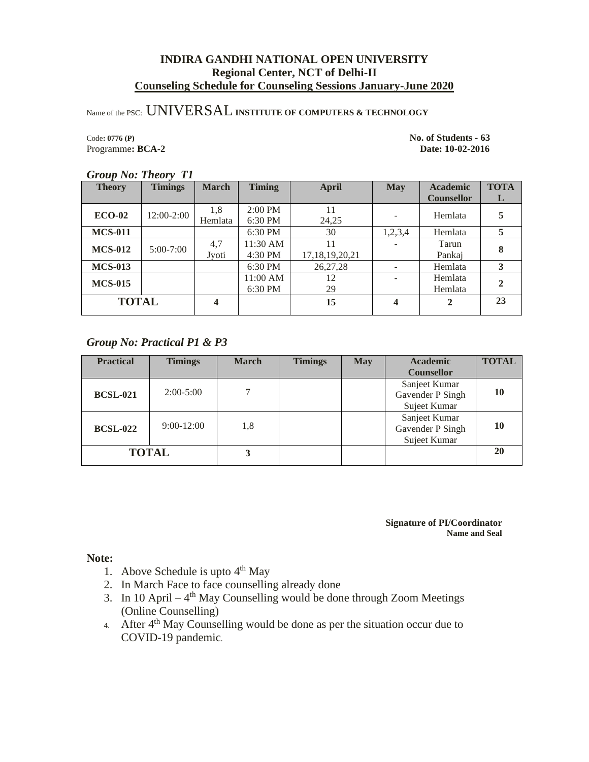# INDIRA GANDHI NATIONAL OPEN UNIVERSITY
## Regional Center, NCT of Delhi-II
## Counseling Schedule for Counseling Sessions January-June 2020

Name of the PSC: UNIVERSAL **INSTITUTE OF COMPUTERS & TECHNOLOGY**

Code**: 0776 (P)** **No. of Students - 63**
Programme**: BCA-2** **Date: 10-02-2016**

***Group No: Theory T1***

| Theory | Timings | March | Timing | April | May | Academic Counsellor | TOTAL |
|---|---|---|---|---|---|---|---|
| **ECO-02** | 12:00-2:00 | 1,8<br>Hemlata | 2:00 PM<br>6:30 PM | 11<br>24,25 | - | Hemlata | **5** |
| **MCS-011** | | | 6:30 PM | 30 | 1,2,3,4 | Hemlata | **5** |
| **MCS-012** | 5:00-7:00 | 4,7<br>Jyoti | 11:30 AM<br>4:30 PM | 11<br>17,18,19,20,21 | - | Tarun<br>Pankaj | **8** |
| **MCS-013** | | | 6:30 PM | 26,27,28 | - | Hemlata | **3** |
| **MCS-015** | | | 11:00 AM<br>6:30 PM | 12<br>29 | - | Hemlata<br>Hemlata | **2** |
| **TOTAL** | | **4** | | **15** | **4** | **2** | **23** |

***Group No: Practical P1 & P3***

| Practical | Timings | March | Timings | May | Academic Counsellor | TOTAL |
|---|---|---|---|---|---|---|
| **BCSL-021** | 2:00-5:00 | 7 | | | Sanjeet Kumar<br>Gavender P Singh<br>Sujeet Kumar | **10** |
| **BCSL-022** | 9:00-12:00 | 1,8 | | | Sanjeet Kumar<br>Gavender P Singh<br>Sujeet Kumar | **10** |
| **TOTAL** | | **3** | | | | **20** |

**Signature of PI/Coordinator**
**Name and Seal**

**Note:**

1. Above Schedule is upto 4th May
2. In March Face to face counselling already done
3. In 10 April – 4th May Counselling would be done through Zoom Meetings (Online Counselling)
4. After 4th May Counselling would be done as per the situation occur due to COVID-19 pandemic.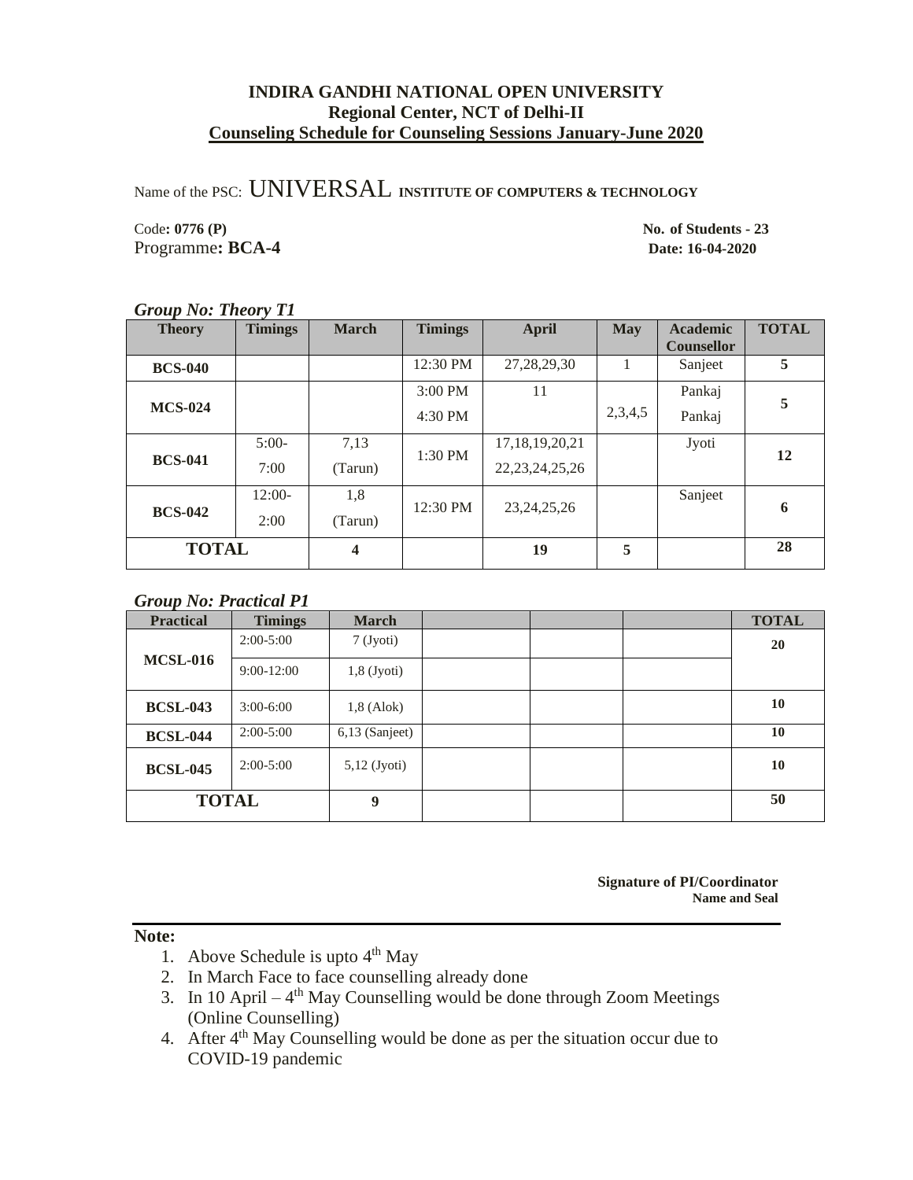**INDIRA GANDHI NATIONAL OPEN UNIVERSITY**
**Regional Center, NCT of Delhi-II**
**Counseling Schedule for Counseling Sessions January-June 2020**

Name of the PSC: UNIVERSAL **INSTITUTE OF COMPUTERS & TECHNOLOGY**

Code**: 0776 (P)** **No. of Students - 23**
Programme**: BCA-4** **Date: 16-04-2020**

***Group No: Theory T1***

| Theory | Timings | March | Timings | April | May | Academic Counsellor | TOTAL |
|---|---|---|---|---|---|---|---|
| **BCS-040** | | | 12:30 PM | 27,28,29,30 | 1 | Sanjeet | **5** |
| **MCS-024** | | | 3:00 PM<br>4:30 PM | 11 | 2,3,4,5 | Pankaj<br>Pankaj | **5** |
| **BCS-041** | 5:00-7:00 | 7,13 (Tarun) | 1:30 PM | 17,18,19,20,21<br>22,23,24,25,26 | | Jyoti | **12** |
| **BCS-042** | 12:00-2:00 | 1,8 (Tarun) | 12:30 PM | 23,24,25,26 | | Sanjeet | **6** |
| **TOTAL** | | **4** | | **19** | **5** | | **28** |

***Group No: Practical P1***

| Practical | Timings | March | | | | TOTAL |
|---|---|---|---|---|---|---|
| **MCSL-016** | 2:00-5:00 | 7 (Jyoti) | | | | **20** |
| | 9:00-12:00 | 1,8 (Jyoti) | | | | |
| **BCSL-043** | 3:00-6:00 | 1,8 (Alok) | | | | **10** |
| **BCSL-044** | 2:00-5:00 | 6,13 (Sanjeet) | | | | **10** |
| **BCSL-045** | 2:00-5:00 | 5,12 (Jyoti) | | | | **10** |
| **TOTAL** | | **9** | | | | **50** |

**Signature of PI/Coordinator**
**Name and Seal**

**Note:**

1. Above Schedule is upto 4th May
2. In March Face to face counselling already done
3. In 10 April – 4th May Counselling would be done through Zoom Meetings (Online Counselling)
4. After 4th May Counselling would be done as per the situation occur due to COVID-19 pandemic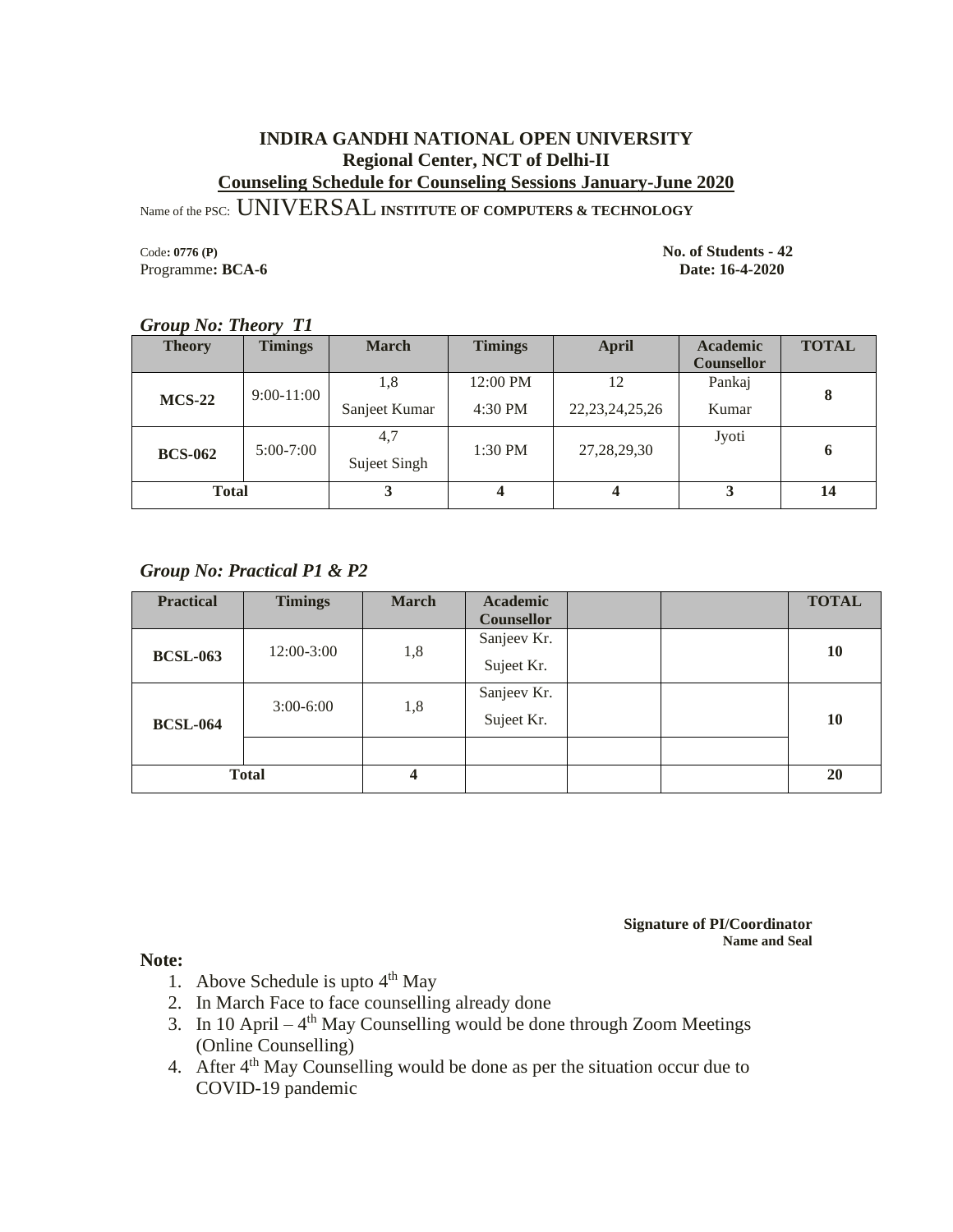# INDIRA GANDHI NATIONAL OPEN UNIVERSITY

## Regional Center, NCT of Delhi-II

## Counseling Schedule for Counseling Sessions January-June 2020

Name of the PSC: UNIVERSAL **INSTITUTE OF COMPUTERS & TECHNOLOGY**

Code**: 0776 (P)** **No. of Students - 42**

Programme**: BCA-6** **Date: 16-4-2020**

***Group No: Theory T1***

| Theory | Timings | March | Timings | April | Academic Counsellor | TOTAL |
|---|---|---|---|---|---|---|
| **MCS-22** | 9:00-11:00 | 1,8<br>Sanjeet Kumar | 12:00 PM<br>4:30 PM | 12<br>22,23,24,25,26 | Pankaj<br>Kumar | **8** |
| **BCS-062** | 5:00-7:00 | 4,7<br>Sujeet Singh | 1:30 PM | 27,28,29,30 | Jyoti | **6** |
| **Total** | | **3** | **4** | **4** | **3** | **14** |

***Group No: Practical P1 & P2***

| Practical | Timings | March | Academic Counsellor | | | TOTAL |
|---|---|---|---|---|---|---|
| **BCSL-063** | 12:00-3:00 | 1,8 | Sanjeev Kr.<br>Sujeet Kr. | | | **10** |
| **BCSL-064** | 3:00-6:00 | 1,8 | Sanjeev Kr.<br>Sujeet Kr. | | | **10** |
| | | | | | | |
| **Total** | | **4** | | | | **20** |

**Signature of PI/Coordinator**
**Name and Seal**

**Note:**

1. Above Schedule is upto 4th May
2. In March Face to face counselling already done
3. In 10 April – 4th May Counselling would be done through Zoom Meetings (Online Counselling)
4. After 4th May Counselling would be done as per the situation occur due to COVID-19 pandemic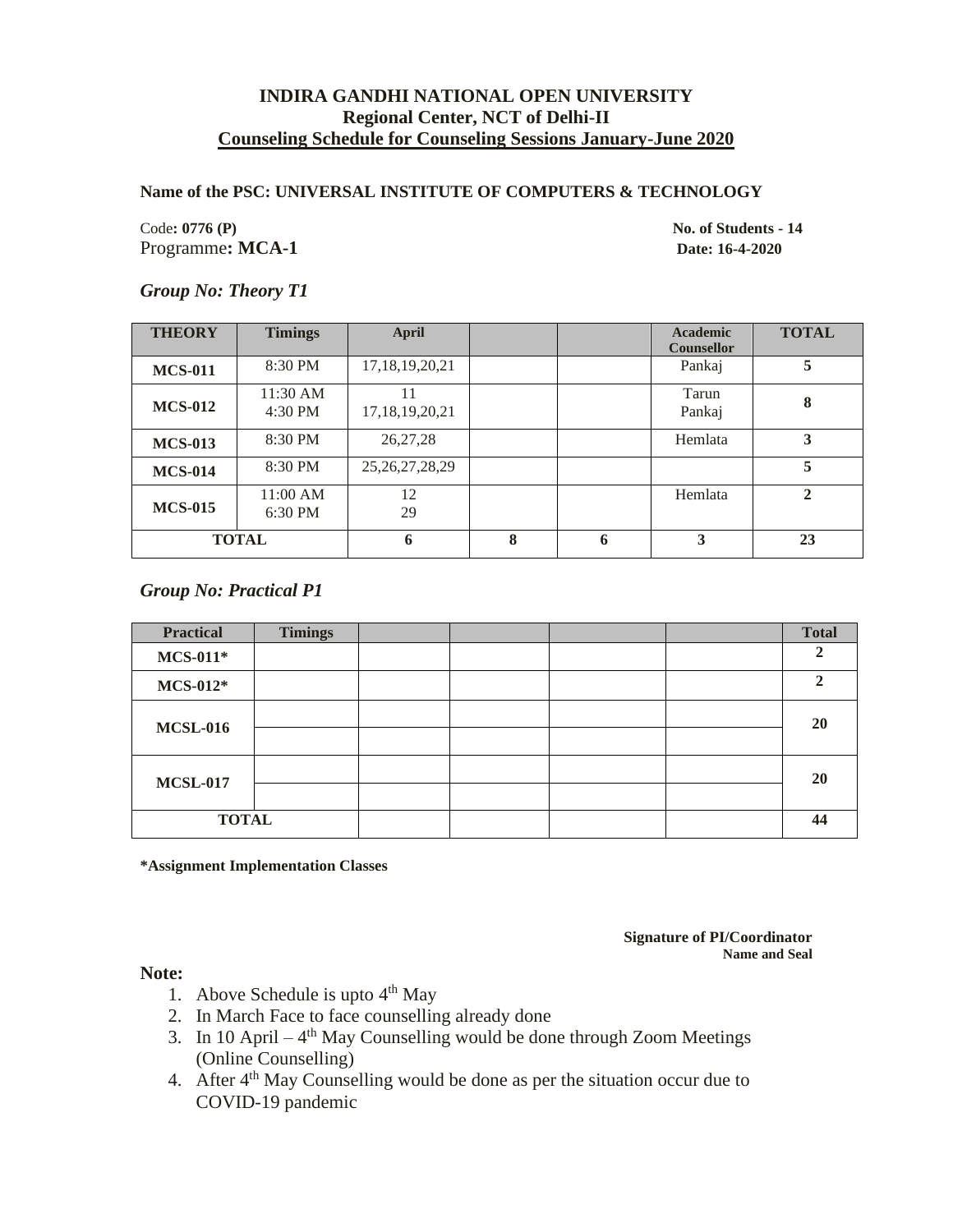**INDIRA GANDHI NATIONAL OPEN UNIVERSITY**
**Regional Center, NCT of Delhi-II**
**Counseling Schedule for Counseling Sessions January-June 2020**

**Name of the PSC: UNIVERSAL INSTITUTE OF COMPUTERS & TECHNOLOGY**

Code**: 0776 (P)** **No. of Students - 14**

Programme**: MCA-1** **Date: 16-4-2020**

***Group No: Theory T1***

| THEORY | Timings | April | | | Academic Counsellor | TOTAL |
|---|---|---|---|---|---|---|
| **MCS-011** | 8:30 PM | 17,18,19,20,21 | | | Pankaj | **5** |
| **MCS-012** | 11:30 AM<br>4:30 PM | 11<br>17,18,19,20,21 | | | Tarun<br>Pankaj | **8** |
| **MCS-013** | 8:30 PM | 26,27,28 | | | Hemlata | **3** |
| **MCS-014** | 8:30 PM | 25,26,27,28,29 | | | | **5** |
| **MCS-015** | 11:00 AM<br>6:30 PM | 12<br>29 | | | Hemlata | **2** |
| **TOTAL** | | **6** | **8** | **6** | **3** | **23** |

***Group No: Practical P1***

| Practical | Timings | | | | | Total |
|---|---|---|---|---|---|---|
| **MCS-011*** | | | | | | **2** |
| **MCS-012*** | | | | | | **2** |
| **MCSL-016** | | | | | | **20** |
| | | | | | | |
| **MCSL-017** | | | | | | **20** |
| | | | | | | |
| **TOTAL** | | | | | | **44** |

***Assignment Implementation Classes**

**Signature of PI/Coordinator**
**Name and Seal**

**Note:**

1. Above Schedule is upto 4th May
2. In March Face to face counselling already done
3. In 10 April – 4th May Counselling would be done through Zoom Meetings (Online Counselling)
4. After 4th May Counselling would be done as per the situation occur due to COVID-19 pandemic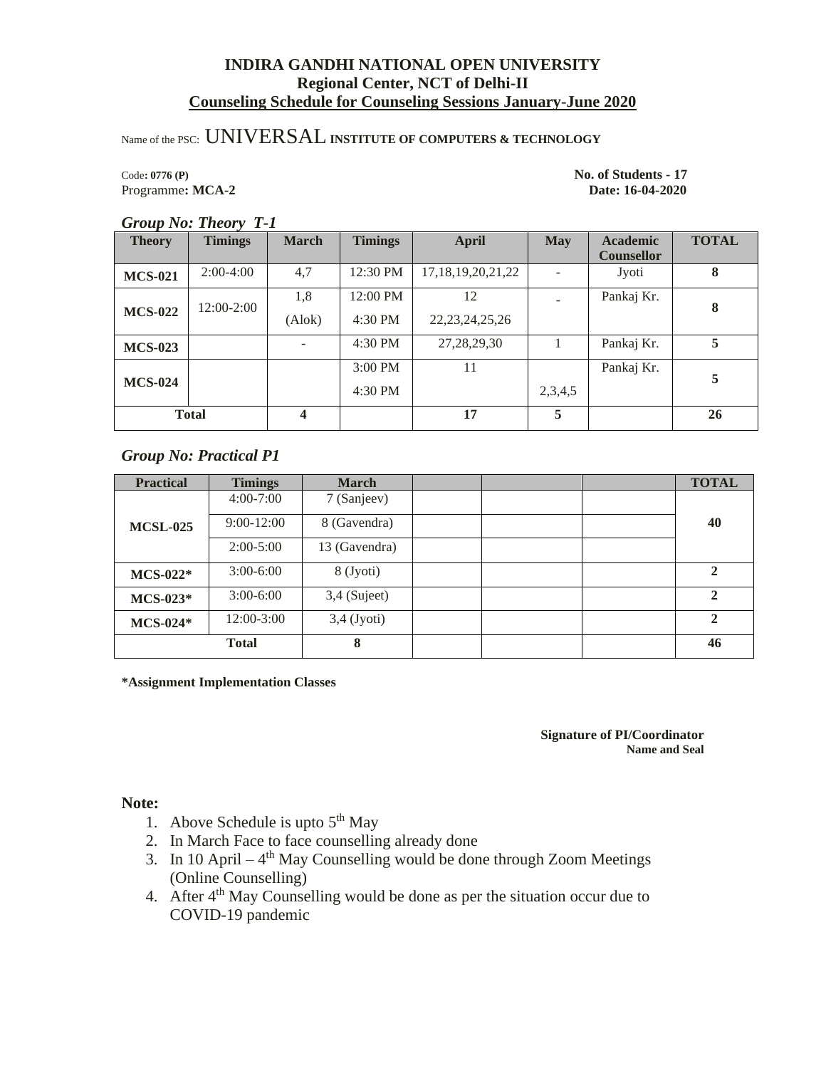**INDIRA GANDHI NATIONAL OPEN UNIVERSITY**
**Regional Center, NCT of Delhi-II**
**Counseling Schedule for Counseling Sessions January-June 2020**

Name of the PSC: UNIVERSAL **INSTITUTE OF COMPUTERS & TECHNOLOGY**

Code**: 0776 (P)**
Programme**: MCA-2**

**No. of Students - 17**
**Date: 16-04-2020**

***Group No: Theory T-1***

| Theory | Timings | March | Timings | April | May | Academic Counsellor | TOTAL |
|---|---|---|---|---|---|---|---|
| **MCS-021** | 2:00-4:00 | 4,7 | 12:30 PM | 17,18,19,20,21,22 | - | Jyoti | **8** |
| **MCS-022** | 12:00-2:00 | 1,8 (Alok) | 12:00 PM<br>4:30 PM | 12<br>22,23,24,25,26 | - | Pankaj Kr. | **8** |
| **MCS-023** | | - | 4:30 PM | 27,28,29,30 | 1 | Pankaj Kr. | **5** |
| **MCS-024** | | | 3:00 PM<br>4:30 PM | 11 | 2,3,4,5 | Pankaj Kr. | **5** |
| **Total** | | **4** | | **17** | **5** | | **26** |

***Group No: Practical P1***

| Practical | Timings | March | | | | TOTAL |
|---|---|---|---|---|---|---|
| **MCSL-025** | 4:00-7:00 | 7 (Sanjeev) | | | | **40** |
| | 9:00-12:00 | 8 (Gavendra) | | | | |
| | 2:00-5:00 | 13 (Gavendra) | | | | |
| **MCS-022*** | 3:00-6:00 | 8 (Jyoti) | | | | **2** |
| **MCS-023*** | 3:00-6:00 | 3,4 (Sujeet) | | | | **2** |
| **MCS-024*** | 12:00-3:00 | 3,4 (Jyoti) | | | | **2** |
| **Total** | | **8** | | | | **46** |

***Assignment Implementation Classes**

**Signature of PI/Coordinator**
**Name and Seal**

**Note:**

1. Above Schedule is upto 5th May
2. In March Face to face counselling already done
3. In 10 April – 4th May Counselling would be done through Zoom Meetings (Online Counselling)
4. After 4th May Counselling would be done as per the situation occur due to COVID-19 pandemic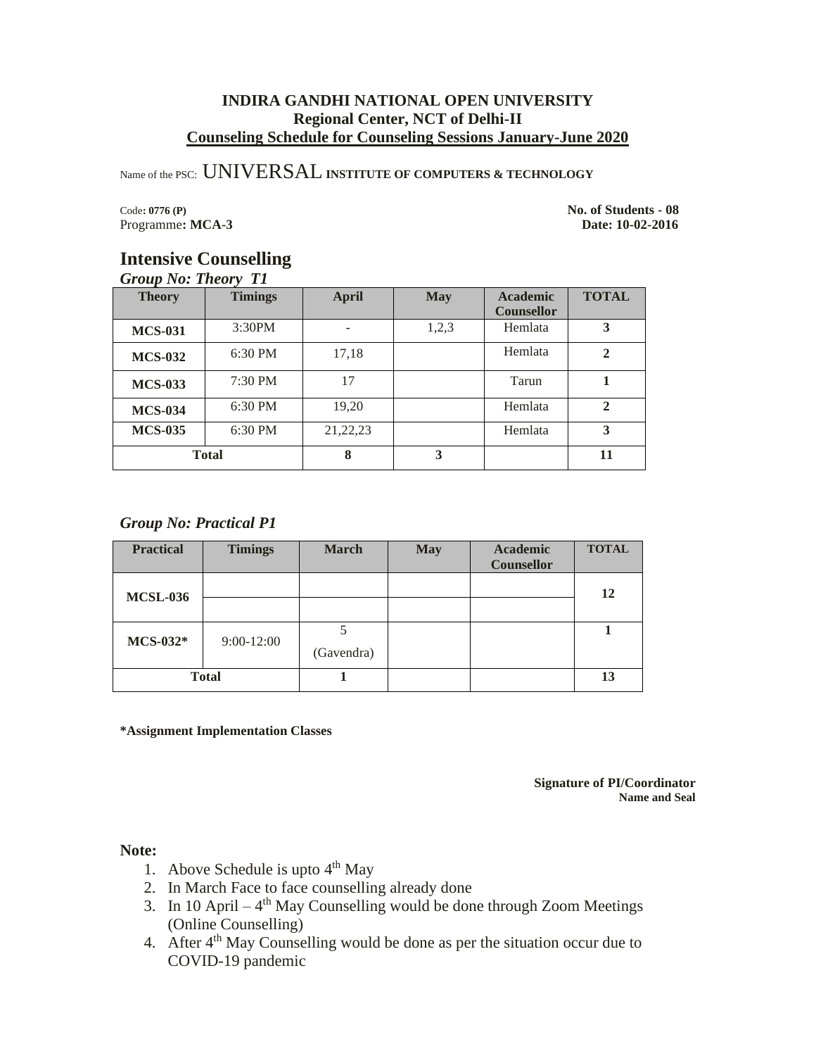**INDIRA GANDHI NATIONAL OPEN UNIVERSITY**
**Regional Center, NCT of Delhi-II**
**Counseling Schedule for Counseling Sessions January-June 2020**

Name of the PSC: UNIVERSAL **INSTITUTE OF COMPUTERS & TECHNOLOGY**

Code**: 0776 (P)** **No. of Students - 08**
Programme**: MCA-3** **Date: 10-02-2016**

## Intensive Counselling

***Group No: Theory T1***

| Theory | Timings | April | May | Academic Counsellor | TOTAL |
|---|---|---|---|---|---|
| **MCS-031** | 3:30PM | - | 1,2,3 | Hemlata | **3** |
| **MCS-032** | 6:30 PM | 17,18 | | Hemlata | **2** |
| **MCS-033** | 7:30 PM | 17 | | Tarun | **1** |
| **MCS-034** | 6:30 PM | 19,20 | | Hemlata | **2** |
| **MCS-035** | 6:30 PM | 21,22,23 | | Hemlata | **3** |
| **Total** | | **8** | **3** | | **11** |

***Group No: Practical P1***

| Practical | Timings | March | May | Academic Counsellor | TOTAL |
|---|---|---|---|---|---|
| **MCSL-036** | | | | | **12** |
| | | | | | |
| **MCS-032*** | 9:00-12:00 | 5 (Gavendra) | | | **1** |
| **Total** | | **1** | | | **13** |

***Assignment Implementation Classes**

**Signature of PI/Coordinator**
**Name and Seal**

**Note:**

1. Above Schedule is upto 4th May
2. In March Face to face counselling already done
3. In 10 April – 4th May Counselling would be done through Zoom Meetings (Online Counselling)
4. After 4th May Counselling would be done as per the situation occur due to COVID-19 pandemic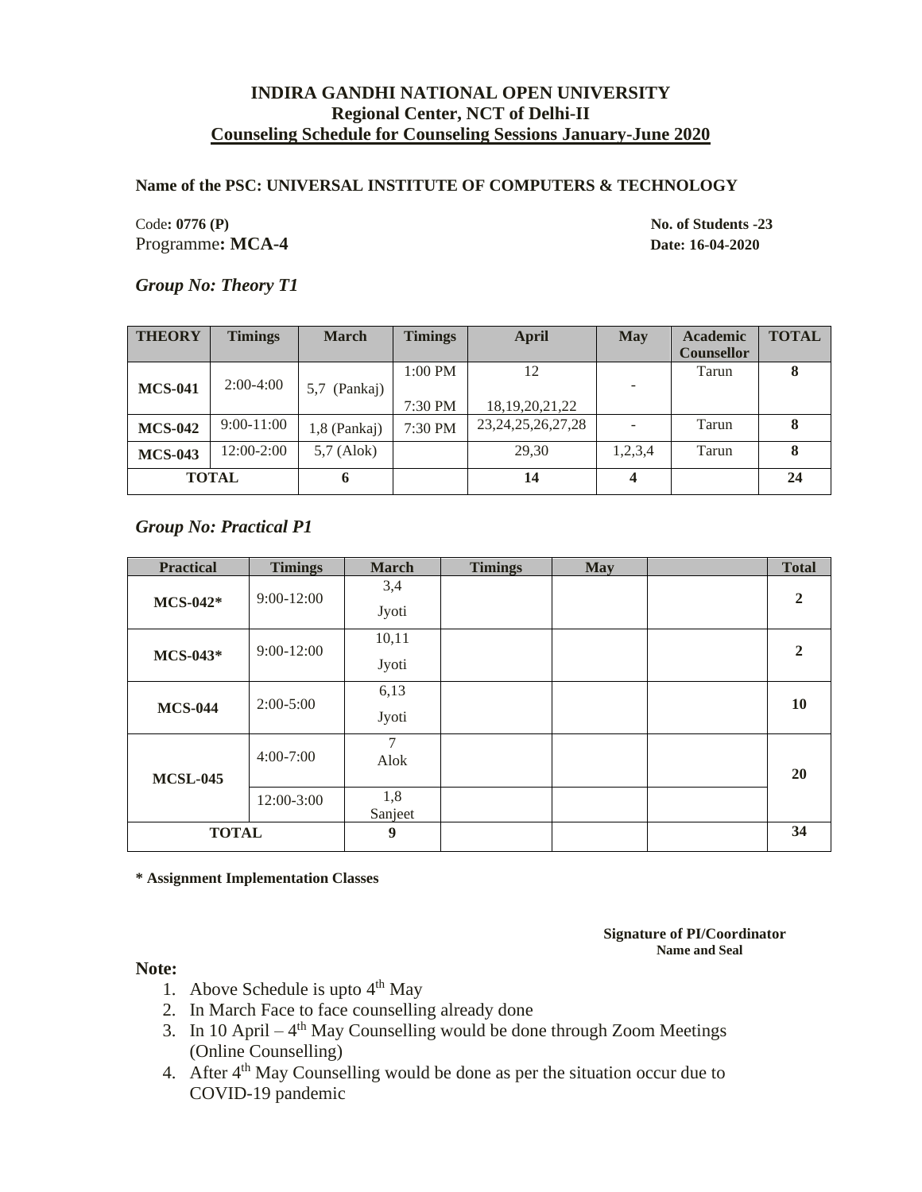**INDIRA GANDHI NATIONAL OPEN UNIVERSITY**
**Regional Center, NCT of Delhi-II**
**Counseling Schedule for Counseling Sessions January-June 2020**

**Name of the PSC: UNIVERSAL INSTITUTE OF COMPUTERS & TECHNOLOGY**

Code**: 0776 (P)** **No. of Students -23**

Programme**: MCA-4** **Date: 16-04-2020**

***Group No: Theory T1***

| THEORY | Timings | March | Timings | April | May | Academic Counsellor | TOTAL |
|---|---|---|---|---|---|---|---|
| **MCS-041** | 2:00-4:00 | 5,7 (Pankaj) | 1:00 PM<br>7:30 PM | 12<br>18,19,20,21,22 | - | Tarun | **8** |
| **MCS-042** | 9:00-11:00 | 1,8 (Pankaj) | 7:30 PM | 23,24,25,26,27,28 | - | Tarun | **8** |
| **MCS-043** | 12:00-2:00 | 5,7 (Alok) | | 29,30 | 1,2,3,4 | Tarun | **8** |
| **TOTAL** | | **6** | | **14** | **4** | | **24** |

***Group No: Practical P1***

| Practical | Timings | March | Timings | May | | Total |
|---|---|---|---|---|---|---|
| **MCS-042*** | 9:00-12:00 | 3,4<br>Jyoti | | | | **2** |
| **MCS-043*** | 9:00-12:00 | 10,11<br>Jyoti | | | | **2** |
| **MCS-044** | 2:00-5:00 | 6,13<br>Jyoti | | | | **10** |
| **MCSL-045** | 4:00-7:00 | 7<br>Alok | | | | **20** |
| | 12:00-3:00 | 1,8<br>Sanjeet | | | | |
| **TOTAL** | | **9** | | | | **34** |

**\* Assignment Implementation Classes**

**Signature of PI/Coordinator**
**Name and Seal**

**Note:**

1. Above Schedule is upto 4th May
2. In March Face to face counselling already done
3. In 10 April – 4th May Counselling would be done through Zoom Meetings (Online Counselling)
4. After 4th May Counselling would be done as per the situation occur due to COVID-19 pandemic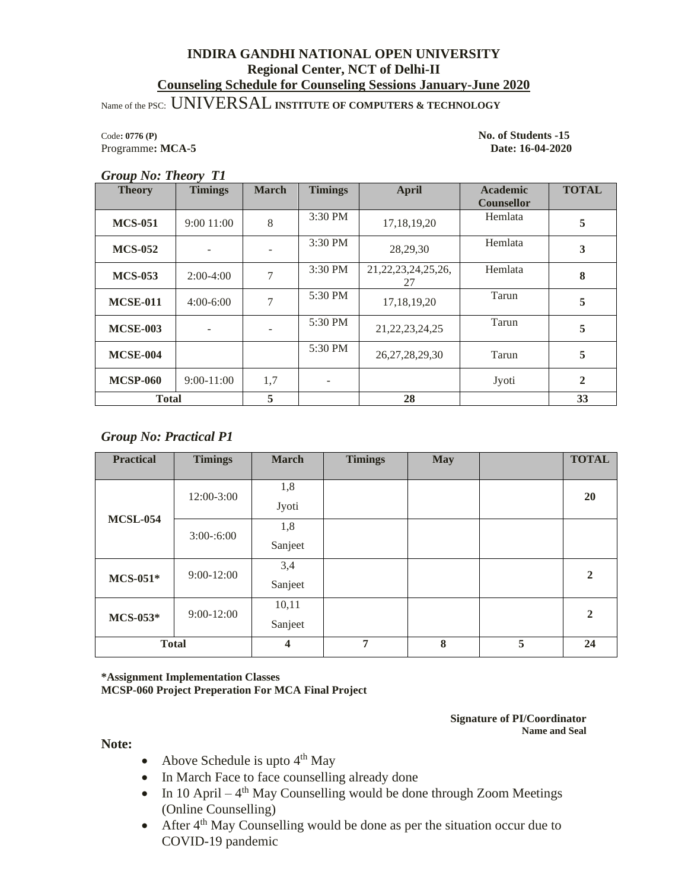**INDIRA GANDHI NATIONAL OPEN UNIVERSITY**
**Regional Center, NCT of Delhi-II**
**Counseling Schedule for Counseling Sessions January-June 2020**

Name of the PSC: UNIVERSAL **INSTITUTE OF COMPUTERS & TECHNOLOGY**

Code**: 0776 (P)** **No. of Students -15**
Programme**: MCA-5** **Date: 16-04-2020**

***Group No: Theory T1***

| Theory | Timings | March | Timings | April | Academic Counsellor | TOTAL |
|---|---|---|---|---|---|---|
| **MCS-051** | 9:00 11:00 | 8 | 3:30 PM | 17,18,19,20 | Hemlata | **5** |
| **MCS-052** | - | - | 3:30 PM | 28,29,30 | Hemlata | **3** |
| **MCS-053** | 2:00-4:00 | 7 | 3:30 PM | 21,22,23,24,25,26, 27 | Hemlata | **8** |
| **MCSE-011** | 4:00-6:00 | 7 | 5:30 PM | 17,18,19,20 | Tarun | **5** |
| **MCSE-003** | - | - | 5:30 PM | 21,22,23,24,25 | Tarun | **5** |
| **MCSE-004** | | | 5:30 PM | 26,27,28,29,30 | Tarun | **5** |
| **MCSP-060** | 9:00-11:00 | 1,7 | - | | Jyoti | **2** |
| **Total** | | **5** | | **28** | | **33** |

***Group No: Practical P1***

| Practical | Timings | March | Timings | May | | TOTAL |
|---|---|---|---|---|---|---|
| **MCSL-054** | 12:00-3:00 | 1,8 Jyoti | | | | **20** |
| | 3:00-:6:00 | 1,8 Sanjeet | | | | |
| **MCS-051*** | 9:00-12:00 | 3,4 Sanjeet | | | | **2** |
| **MCS-053*** | 9:00-12:00 | 10,11 Sanjeet | | | | **2** |
| **Total** | | **4** | **7** | **8** | **5** | **24** |

***Assignment Implementation Classes**
**MCSP-060 Project Preperation For MCA Final Project**

**Signature of PI/Coordinator**
**Name and Seal**

**Note:**

- Above Schedule is upto 4th May
- In March Face to face counselling already done
- In 10 April – 4th May Counselling would be done through Zoom Meetings (Online Counselling)
- After 4th May Counselling would be done as per the situation occur due to COVID-19 pandemic